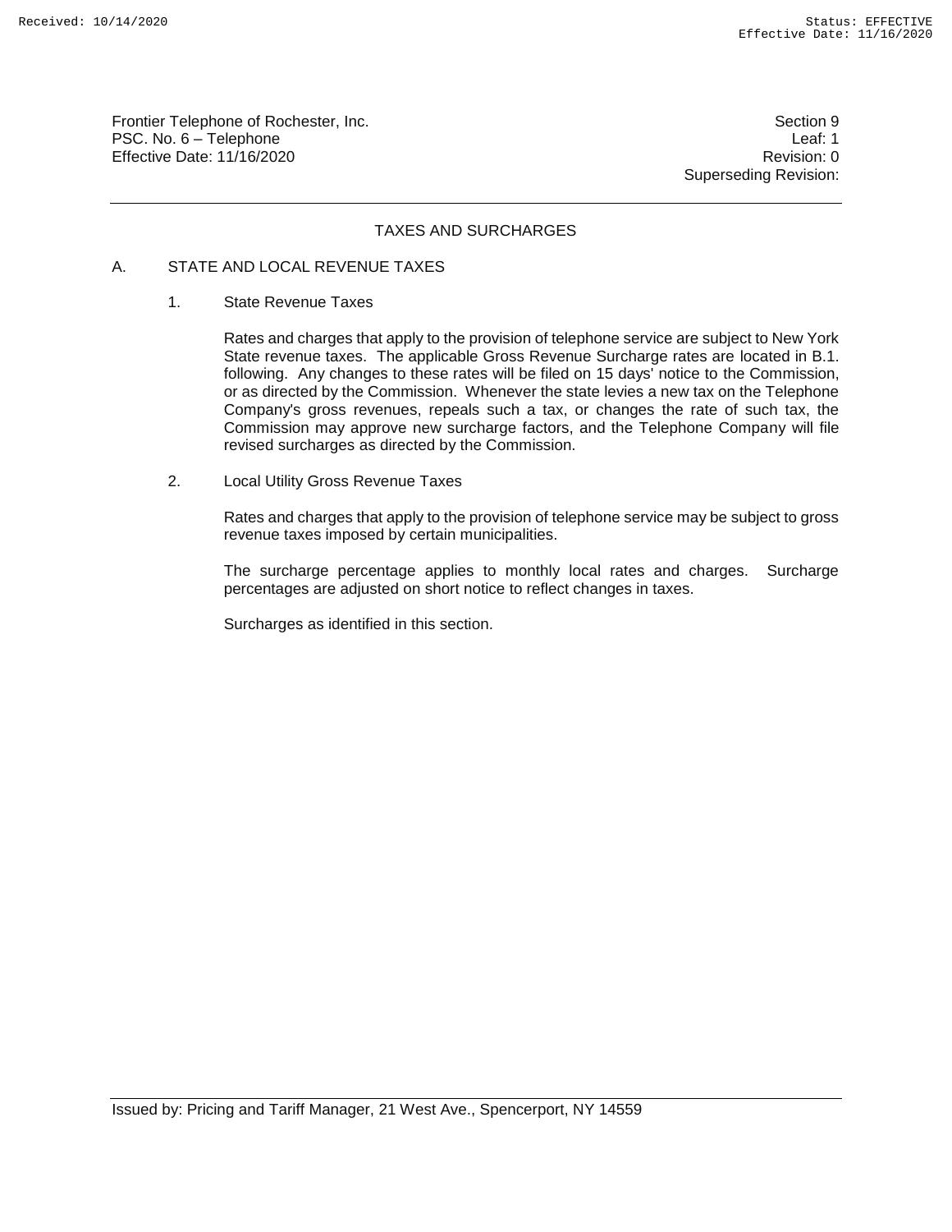# TAXES AND SURCHARGES

## A. STATE AND LOCAL REVENUE TAXES

### 1. State Revenue Taxes

Rates and charges that apply to the provision of telephone service are subject to New York State revenue taxes. The applicable Gross Revenue Surcharge rates are located in B.1. following. Any changes to these rates will be filed on 15 days' notice to the Commission, or as directed by the Commission. Whenever the state levies a new tax on the Telephone Company's gross revenues, repeals such a tax, or changes the rate of such tax, the Commission may approve new surcharge factors, and the Telephone Company will file revised surcharges as directed by the Commission.

### 2. Local Utility Gross Revenue Taxes

Rates and charges that apply to the provision of telephone service may be subject to gross revenue taxes imposed by certain municipalities.

The surcharge percentage applies to monthly local rates and charges. Surcharge percentages are adjusted on short notice to reflect changes in taxes.

Surcharges as identified in this section.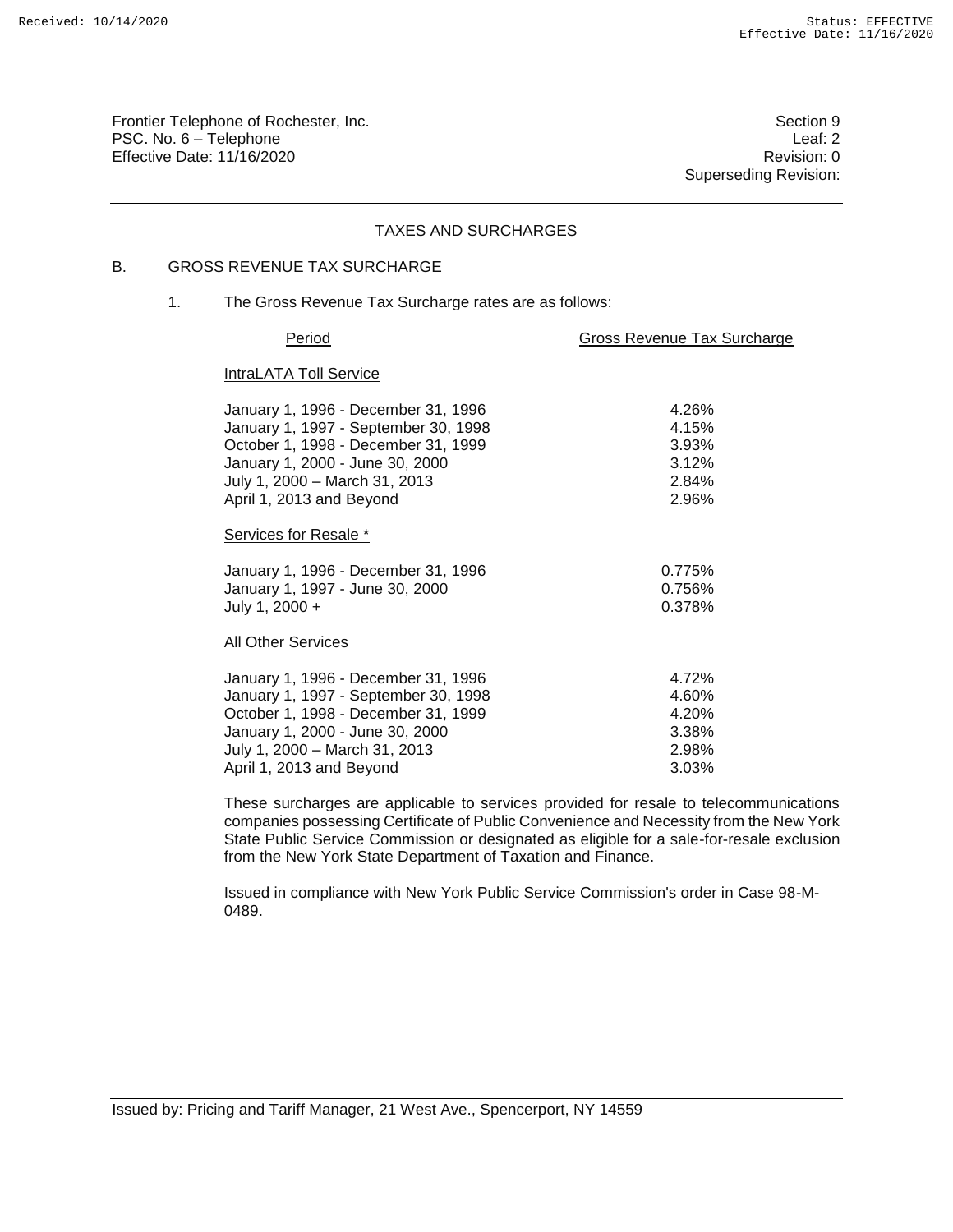Frontier Telephone of Rochester, Inc.
PSC. No. 6 – Telephone
Effective Date: 11/16/2020

Section 9
Leaf: 2
Revision: 0
Superseding Revision:

## TAXES AND SURCHARGES

### B. GROSS REVENUE TAX SURCHARGE

1. The Gross Revenue Tax Surcharge rates are as follows:

| Period | Gross Revenue Tax Surcharge |
|---|---|
| **IntraLATA Toll Service** | |
| January 1, 1996 - December 31, 1996 | 4.26% |
| January 1, 1997 - September 30, 1998 | 4.15% |
| October 1, 1998 - December 31, 1999 | 3.93% |
| January 1, 2000 - June 30, 2000 | 3.12% |
| July 1, 2000 – March 31, 2013 | 2.84% |
| April 1, 2013 and Beyond | 2.96% |
| **Services for Resale *** | |
| January 1, 1996 - December 31, 1996 | 0.775% |
| January 1, 1997 - June 30, 2000 | 0.756% |
| July 1, 2000 + | 0.378% |
| **All Other Services** | |
| January 1, 1996 - December 31, 1996 | 4.72% |
| January 1, 1997 - September 30, 1998 | 4.60% |
| October 1, 1998 - December 31, 1999 | 4.20% |
| January 1, 2000 - June 30, 2000 | 3.38% |
| July 1, 2000 – March 31, 2013 | 2.98% |
| April 1, 2013 and Beyond | 3.03% |

These surcharges are applicable to services provided for resale to telecommunications companies possessing Certificate of Public Convenience and Necessity from the New York State Public Service Commission or designated as eligible for a sale-for-resale exclusion from the New York State Department of Taxation and Finance.

Issued in compliance with New York Public Service Commission's order in Case 98-M-0489.

Issued by: Pricing and Tariff Manager, 21 West Ave., Spencerport, NY 14559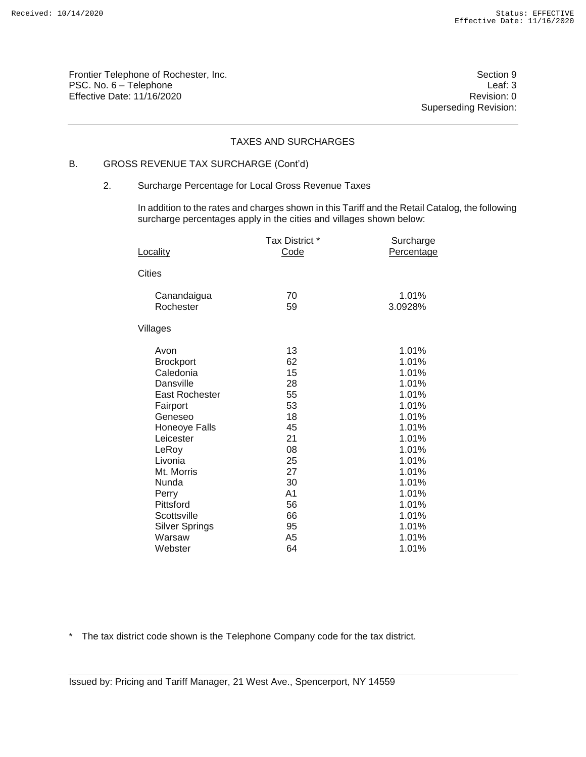Frontier Telephone of Rochester, Inc.
PSC. No. 6 – Telephone
Effective Date: 11/16/2020

Section 9
Leaf: 3
Revision: 0
Superseding Revision:

## TAXES AND SURCHARGES

B. GROSS REVENUE TAX SURCHARGE (Cont'd)

2. Surcharge Percentage for Local Gross Revenue Taxes

In addition to the rates and charges shown in this Tariff and the Retail Catalog, the following surcharge percentages apply in the cities and villages shown below:

| Locality | Tax District * Code | Surcharge Percentage |
|---|---|---|
| **Cities** | | |
| Canandaigua | 70 | 1.01% |
| Rochester | 59 | 3.0928% |
| **Villages** | | |
| Avon | 13 | 1.01% |
| Brockport | 62 | 1.01% |
| Caledonia | 15 | 1.01% |
| Dansville | 28 | 1.01% |
| East Rochester | 55 | 1.01% |
| Fairport | 53 | 1.01% |
| Geneseo | 18 | 1.01% |
| Honeoye Falls | 45 | 1.01% |
| Leicester | 21 | 1.01% |
| LeRoy | 08 | 1.01% |
| Livonia | 25 | 1.01% |
| Mt. Morris | 27 | 1.01% |
| Nunda | 30 | 1.01% |
| Perry | A1 | 1.01% |
| Pittsford | 56 | 1.01% |
| Scottsville | 66 | 1.01% |
| Silver Springs | 95 | 1.01% |
| Warsaw | A5 | 1.01% |
| Webster | 64 | 1.01% |

* The tax district code shown is the Telephone Company code for the tax district.

Issued by: Pricing and Tariff Manager, 21 West Ave., Spencerport, NY 14559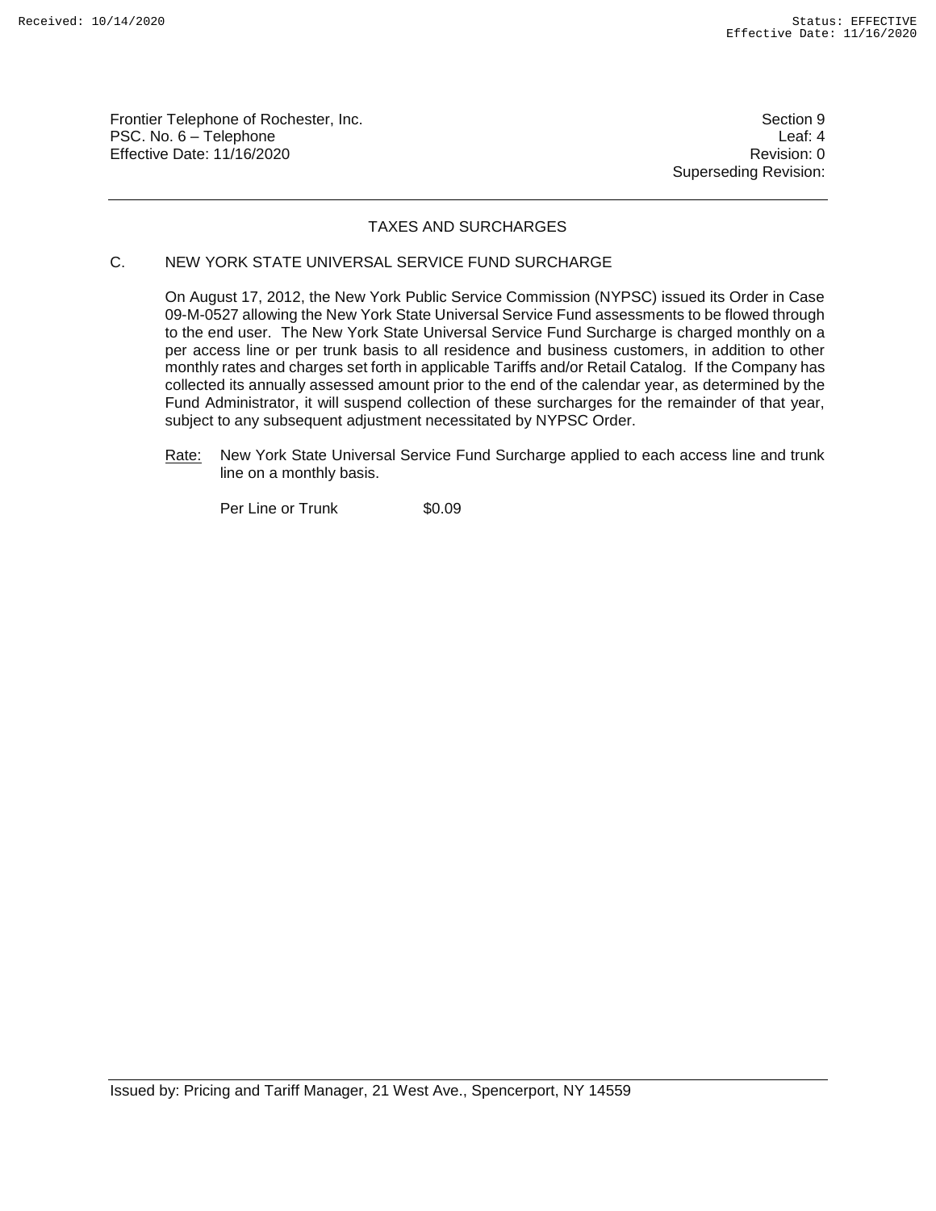Frontier Telephone of Rochester, Inc.
PSC. No. 6 – Telephone
Effective Date: 11/16/2020

Section 9
Leaf: 4
Revision: 0
Superseding Revision:

## TAXES AND SURCHARGES

### C. NEW YORK STATE UNIVERSAL SERVICE FUND SURCHARGE

On August 17, 2012, the New York Public Service Commission (NYPSC) issued its Order in Case 09-M-0527 allowing the New York State Universal Service Fund assessments to be flowed through to the end user. The New York State Universal Service Fund Surcharge is charged monthly on a per access line or per trunk basis to all residence and business customers, in addition to other monthly rates and charges set forth in applicable Tariffs and/or Retail Catalog. If the Company has collected its annually assessed amount prior to the end of the calendar year, as determined by the Fund Administrator, it will suspend collection of these surcharges for the remainder of that year, subject to any subsequent adjustment necessitated by NYPSC Order.

Rate: New York State Universal Service Fund Surcharge applied to each access line and trunk line on a monthly basis.

Per Line or Trunk $0.09

Issued by: Pricing and Tariff Manager, 21 West Ave., Spencerport, NY 14559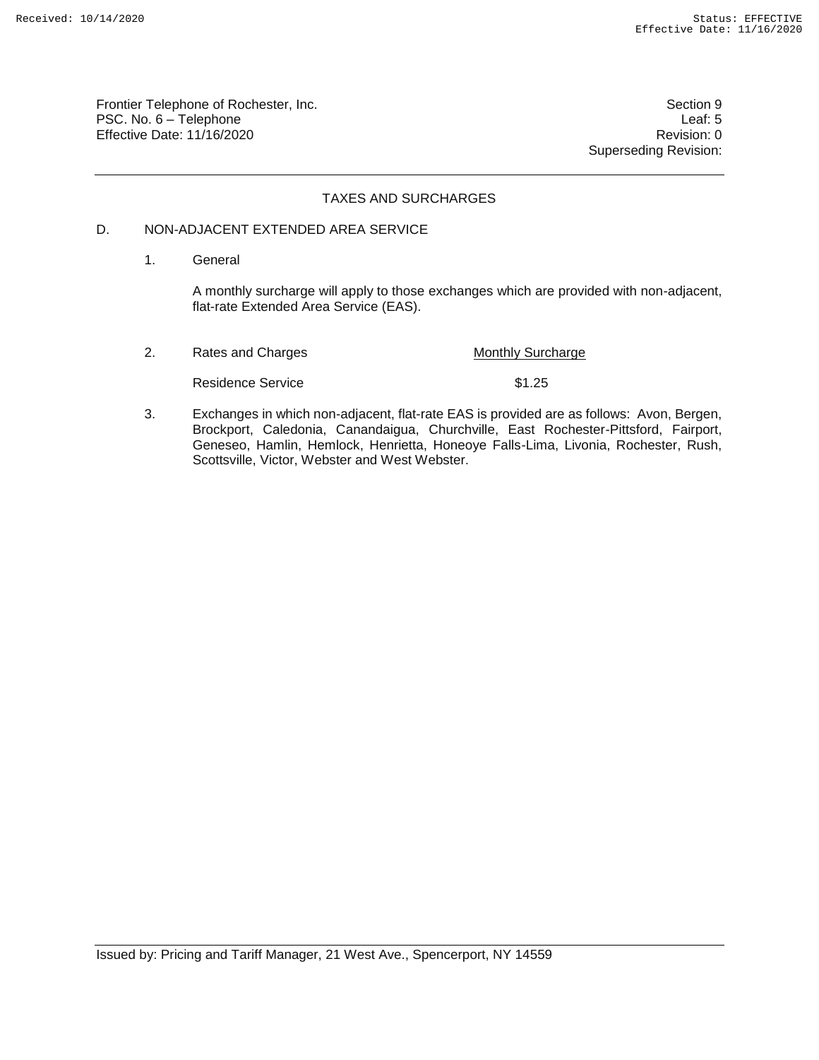Frontier Telephone of Rochester, Inc.
PSC. No. 6 – Telephone
Effective Date: 11/16/2020

Section 9
Leaf: 5
Revision: 0
Superseding Revision:

## TAXES AND SURCHARGES

D. NON-ADJACENT EXTENDED AREA SERVICE

1. General

   A monthly surcharge will apply to those exchanges which are provided with non-adjacent, flat-rate Extended Area Service (EAS).

2. Rates and Charges

| | |
|---|---|
| | Monthly Surcharge |
| Residence Service | $1.25 |

3. Exchanges in which non-adjacent, flat-rate EAS is provided are as follows: Avon, Bergen, Brockport, Caledonia, Canandaigua, Churchville, East Rochester-Pittsford, Fairport, Geneseo, Hamlin, Hemlock, Henrietta, Honeoye Falls-Lima, Livonia, Rochester, Rush, Scottsville, Victor, Webster and West Webster.

Issued by: Pricing and Tariff Manager, 21 West Ave., Spencerport, NY 14559